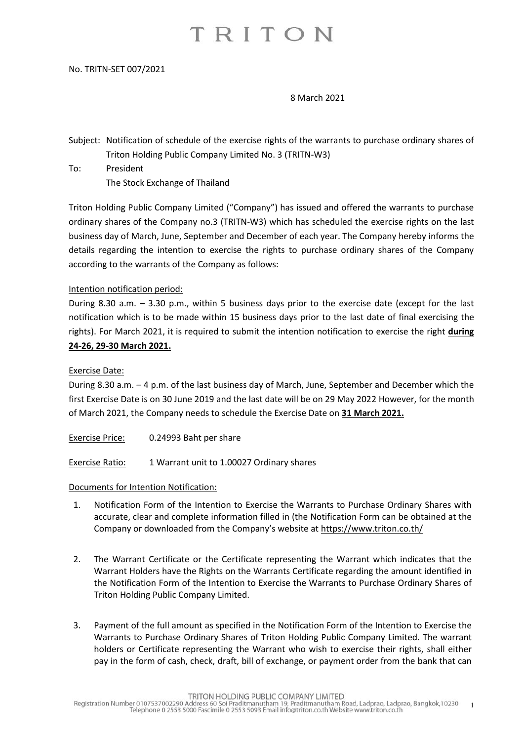# TRITON

No. TRITN-SET 007/2021

8 March 2021

Subject: Notification of schedule of the exercise rights of the warrants to purchase ordinary shares of Triton Holding Public Company Limited No. 3 (TRITN-W3)

To: President
The Stock Exchange of Thailand

Triton Holding Public Company Limited ("Company") has issued and offered the warrants to purchase ordinary shares of the Company no.3 (TRITN-W3) which has scheduled the exercise rights on the last business day of March, June, September and December of each year. The Company hereby informs the details regarding the intention to exercise the rights to purchase ordinary shares of the Company according to the warrants of the Company as follows:

Intention notification period:

During 8.30 a.m. – 3.30 p.m., within 5 business days prior to the exercise date (except for the last notification which is to be made within 15 business days prior to the last date of final exercising the rights). For March 2021, it is required to submit the intention notification to exercise the right **during 24-26, 29-30 March 2021.**

Exercise Date:

During 8.30 a.m. – 4 p.m. of the last business day of March, June, September and December which the first Exercise Date is on 30 June 2019 and the last date will be on 29 May 2022 However, for the month of March 2021, the Company needs to schedule the Exercise Date on **31 March 2021.**

Exercise Price: 0.24993 Baht per share

Exercise Ratio: 1 Warrant unit to 1.00027 Ordinary shares

Documents for Intention Notification:

1. Notification Form of the Intention to Exercise the Warrants to Purchase Ordinary Shares with accurate, clear and complete information filled in (the Notification Form can be obtained at the Company or downloaded from the Company's website at https://www.triton.co.th/

2. The Warrant Certificate or the Certificate representing the Warrant which indicates that the Warrant Holders have the Rights on the Warrants Certificate regarding the amount identified in the Notification Form of the Intention to Exercise the Warrants to Purchase Ordinary Shares of Triton Holding Public Company Limited.

3. Payment of the full amount as specified in the Notification Form of the Intention to Exercise the Warrants to Purchase Ordinary Shares of Triton Holding Public Company Limited. The warrant holders or Certificate representing the Warrant who wish to exercise their rights, shall either pay in the form of cash, check, draft, bill of exchange, or payment order from the bank that can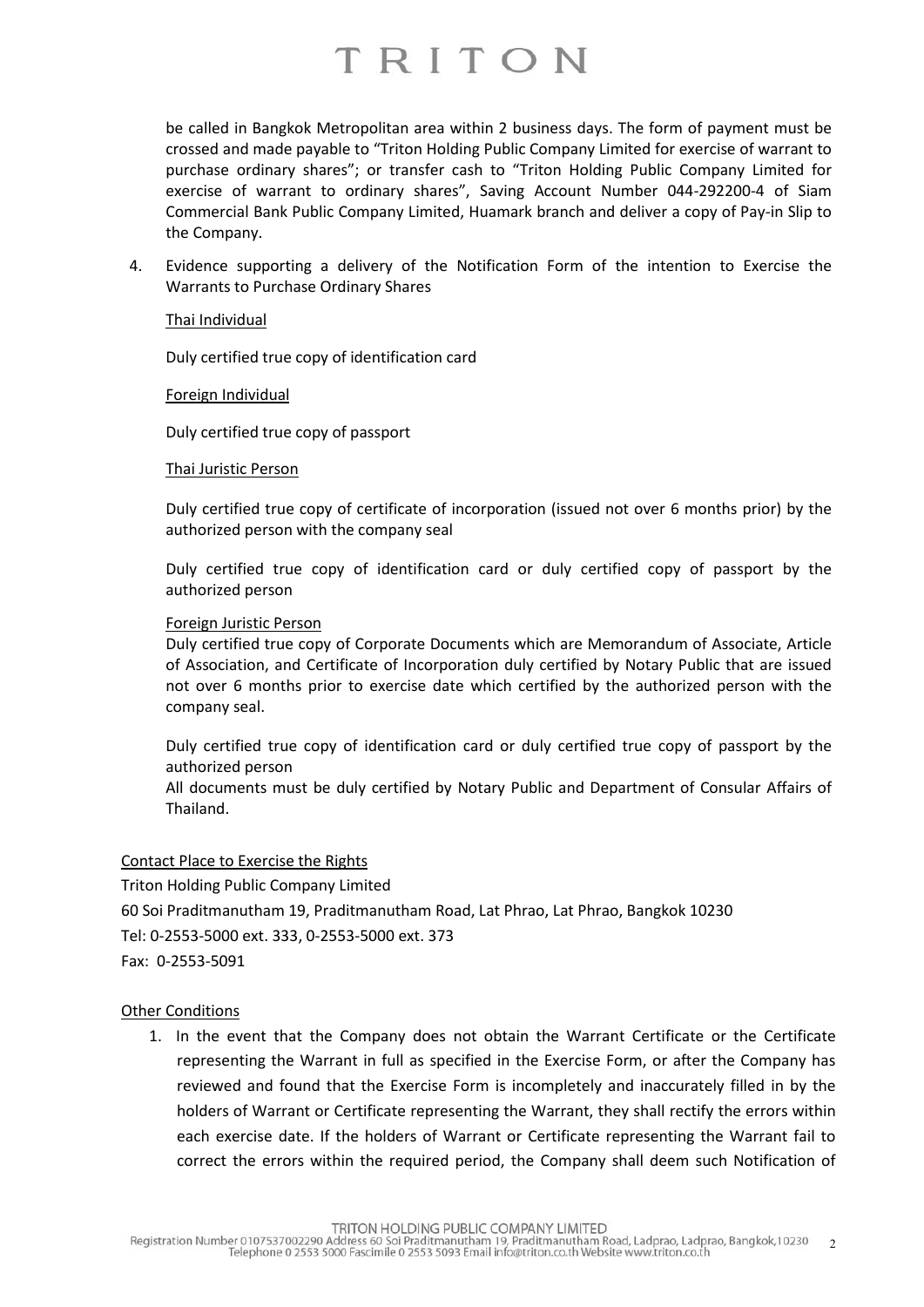be called in Bangkok Metropolitan area within 2 business days. The form of payment must be crossed and made payable to "Triton Holding Public Company Limited for exercise of warrant to purchase ordinary shares"; or transfer cash to "Triton Holding Public Company Limited for exercise of warrant to ordinary shares", Saving Account Number 044-292200-4 of Siam Commercial Bank Public Company Limited, Huamark branch and deliver a copy of Pay-in Slip to the Company.

4. Evidence supporting a delivery of the Notification Form of the intention to Exercise the Warrants to Purchase Ordinary Shares

   Thai Individual

   Duly certified true copy of identification card

   Foreign Individual

   Duly certified true copy of passport

   Thai Juristic Person

   Duly certified true copy of certificate of incorporation (issued not over 6 months prior) by the authorized person with the company seal

   Duly certified true copy of identification card or duly certified copy of passport by the authorized person

   Foreign Juristic Person

   Duly certified true copy of Corporate Documents which are Memorandum of Associate, Article of Association, and Certificate of Incorporation duly certified by Notary Public that are issued not over 6 months prior to exercise date which certified by the authorized person with the company seal.

   Duly certified true copy of identification card or duly certified true copy of passport by the authorized person

   All documents must be duly certified by Notary Public and Department of Consular Affairs of Thailand.

Contact Place to Exercise the Rights

Triton Holding Public Company Limited

60 Soi Praditmanutham 19, Praditmanutham Road, Lat Phrao, Lat Phrao, Bangkok 10230

Tel: 0-2553-5000 ext. 333, 0-2553-5000 ext. 373

Fax: 0-2553-5091

Other Conditions

1. In the event that the Company does not obtain the Warrant Certificate or the Certificate representing the Warrant in full as specified in the Exercise Form, or after the Company has reviewed and found that the Exercise Form is incompletely and inaccurately filled in by the holders of Warrant or Certificate representing the Warrant, they shall rectify the errors within each exercise date. If the holders of Warrant or Certificate representing the Warrant fail to correct the errors within the required period, the Company shall deem such Notification of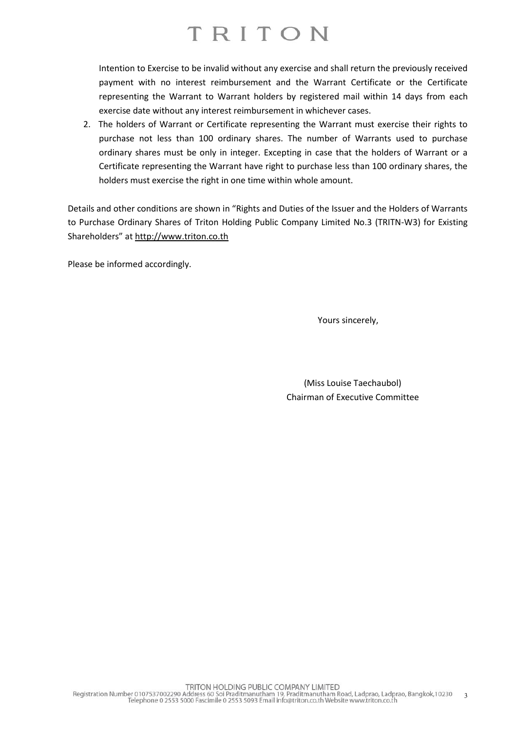Intention to Exercise to be invalid without any exercise and shall return the previously received payment with no interest reimbursement and the Warrant Certificate or the Certificate representing the Warrant to Warrant holders by registered mail within 14 days from each exercise date without any interest reimbursement in whichever cases.

2. The holders of Warrant or Certificate representing the Warrant must exercise their rights to purchase not less than 100 ordinary shares. The number of Warrants used to purchase ordinary shares must be only in integer. Excepting in case that the holders of Warrant or a Certificate representing the Warrant have right to purchase less than 100 ordinary shares, the holders must exercise the right in one time within whole amount.

Details and other conditions are shown in "Rights and Duties of the Issuer and the Holders of Warrants to Purchase Ordinary Shares of Triton Holding Public Company Limited No.3 (TRITN-W3) for Existing Shareholders" at http://www.triton.co.th

Please be informed accordingly.

Yours sincerely,

(Miss Louise Taechaubol)
Chairman of Executive Committee